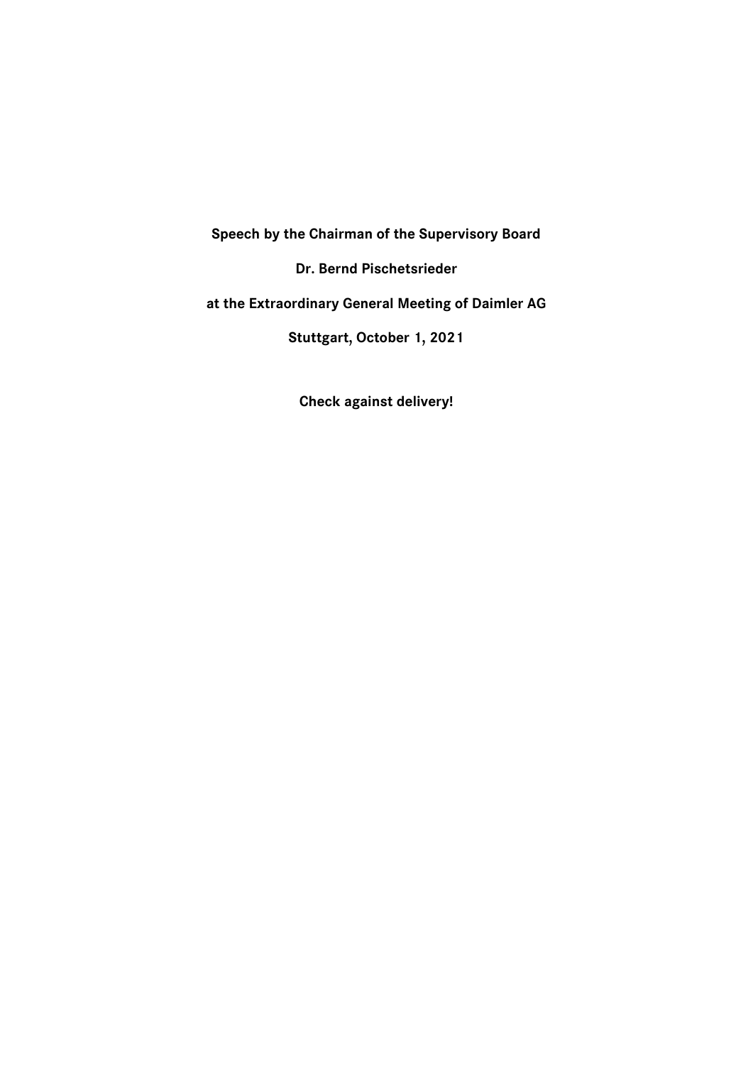**Speech by the Chairman of the Supervisory Board**

**Dr. Bernd Pischetsrieder**

**at the Extraordinary General Meeting of Daimler AG**

**Stuttgart, October 1, 2021**

**Check against delivery!**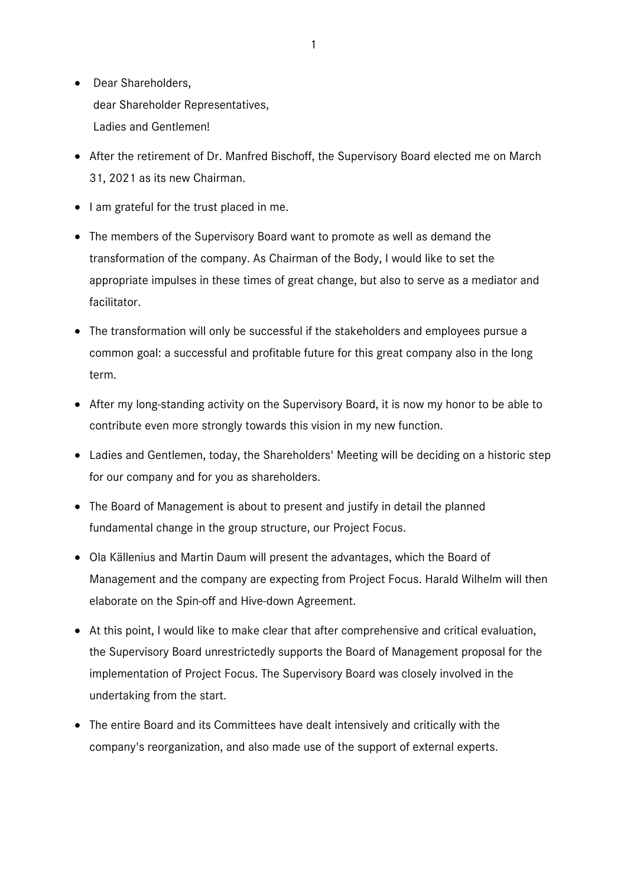- Dear Shareholders,
  dear Shareholder Representatives,
  Ladies and Gentlemen!
- After the retirement of Dr. Manfred Bischoff, the Supervisory Board elected me on March 31, 2021 as its new Chairman.
- I am grateful for the trust placed in me.
- The members of the Supervisory Board want to promote as well as demand the transformation of the company. As Chairman of the Body, I would like to set the appropriate impulses in these times of great change, but also to serve as a mediator and facilitator.
- The transformation will only be successful if the stakeholders and employees pursue a common goal: a successful and profitable future for this great company also in the long term.
- After my long-standing activity on the Supervisory Board, it is now my honor to be able to contribute even more strongly towards this vision in my new function.
- Ladies and Gentlemen, today, the Shareholders' Meeting will be deciding on a historic step for our company and for you as shareholders.
- The Board of Management is about to present and justify in detail the planned fundamental change in the group structure, our Project Focus.
- Ola Källenius and Martin Daum will present the advantages, which the Board of Management and the company are expecting from Project Focus. Harald Wilhelm will then elaborate on the Spin-off and Hive-down Agreement.
- At this point, I would like to make clear that after comprehensive and critical evaluation, the Supervisory Board unrestrictedly supports the Board of Management proposal for the implementation of Project Focus. The Supervisory Board was closely involved in the undertaking from the start.
- The entire Board and its Committees have dealt intensively and critically with the company's reorganization, and also made use of the support of external experts.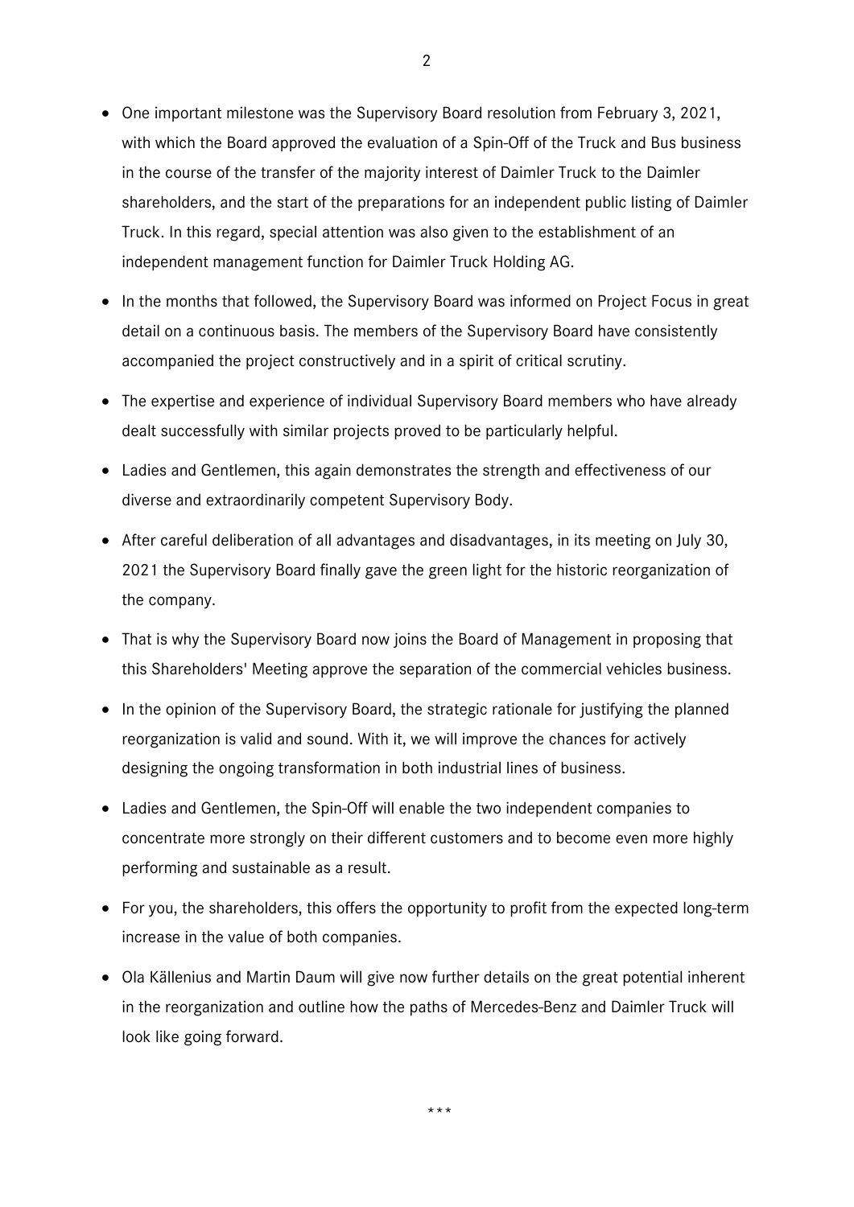- One important milestone was the Supervisory Board resolution from February 3, 2021, with which the Board approved the evaluation of a Spin-Off of the Truck and Bus business in the course of the transfer of the majority interest of Daimler Truck to the Daimler shareholders, and the start of the preparations for an independent public listing of Daimler Truck. In this regard, special attention was also given to the establishment of an independent management function for Daimler Truck Holding AG.
- In the months that followed, the Supervisory Board was informed on Project Focus in great detail on a continuous basis. The members of the Supervisory Board have consistently accompanied the project constructively and in a spirit of critical scrutiny.
- The expertise and experience of individual Supervisory Board members who have already dealt successfully with similar projects proved to be particularly helpful.
- Ladies and Gentlemen, this again demonstrates the strength and effectiveness of our diverse and extraordinarily competent Supervisory Body.
- After careful deliberation of all advantages and disadvantages, in its meeting on July 30, 2021 the Supervisory Board finally gave the green light for the historic reorganization of the company.
- That is why the Supervisory Board now joins the Board of Management in proposing that this Shareholders' Meeting approve the separation of the commercial vehicles business.
- In the opinion of the Supervisory Board, the strategic rationale for justifying the planned reorganization is valid and sound. With it, we will improve the chances for actively designing the ongoing transformation in both industrial lines of business.
- Ladies and Gentlemen, the Spin-Off will enable the two independent companies to concentrate more strongly on their different customers and to become even more highly performing and sustainable as a result.
- For you, the shareholders, this offers the opportunity to profit from the expected long-term increase in the value of both companies.
- Ola Källenius and Martin Daum will give now further details on the great potential inherent in the reorganization and outline how the paths of Mercedes-Benz and Daimler Truck will look like going forward.

***